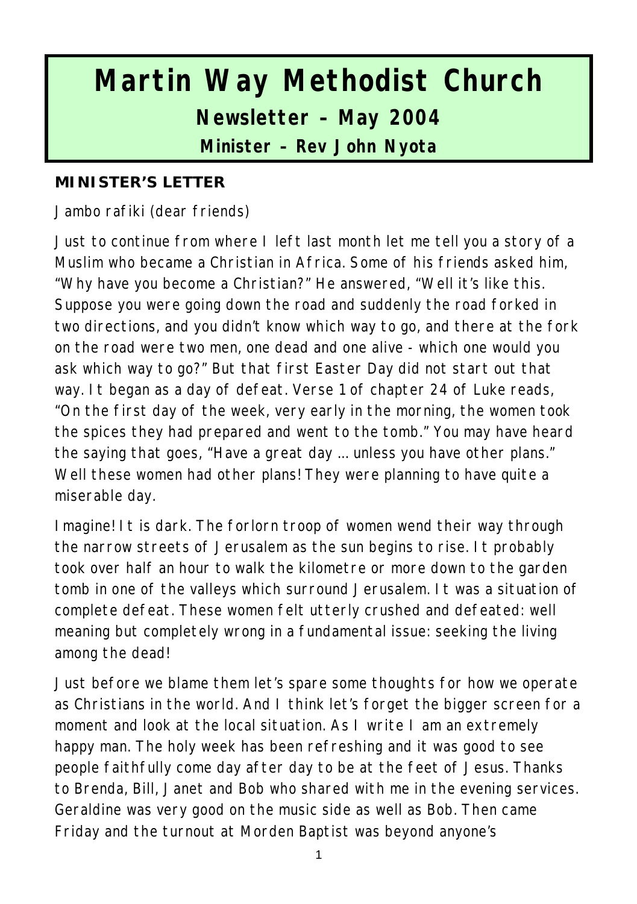# Martin Way Methodist Church

## Newsletter – May 2004

### Minister – Rev John Nyota

**MINISTER'S LETTER**

Jambo rafiki (dear friends)

Just to continue from where I left last month let me tell you a story of a Muslim who became a Christian in Africa. Some of his friends asked him, "Why have you become a Christian?" He answered, "Well it's like this. Suppose you were going down the road and suddenly the road forked in two directions, and you didn't know which way to go, and there at the fork on the road were two men, one dead and one alive - which one would you ask which way to go?" But that first Easter Day did not start out that way. It began as a day of defeat. Verse 1 of chapter 24 of Luke reads, "On the first day of the week, very early in the morning, the women took the spices they had prepared and went to the tomb." You may have heard the saying that goes, "Have a great day … unless you have other plans." Well these women had other plans! They were planning to have quite a miserable day.

Imagine! It is dark. The forlorn troop of women wend their way through the narrow streets of Jerusalem as the sun begins to rise. It probably took over half an hour to walk the kilometre or more down to the garden tomb in one of the valleys which surround Jerusalem. It was a situation of complete defeat. These women felt utterly crushed and defeated: well meaning but completely wrong in a fundamental issue: seeking the living among the dead!

Just before we blame them let's spare some thoughts for how we operate as Christians in the world. And I think let's forget the bigger screen for a moment and look at the local situation. As I write I am an extremely happy man. The holy week has been refreshing and it was good to see people faithfully come day after day to be at the feet of Jesus. Thanks to Brenda, Bill, Janet and Bob who shared with me in the evening services. Geraldine was very good on the music side as well as Bob. Then came Friday and the turnout at Morden Baptist was beyond anyone's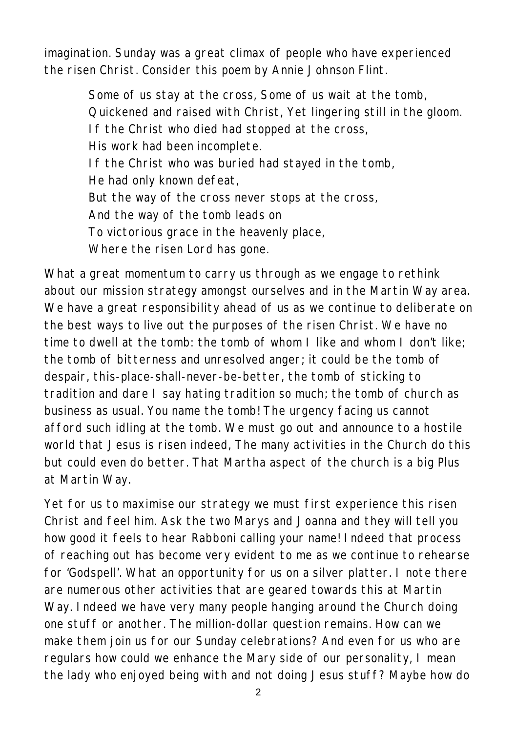imagination. Sunday was a great climax of people who have experienced the risen Christ. Consider this poem by Annie Johnson Flint.

> Some of us stay at the cross, Some of us wait at the tomb,
> Quickened and raised with Christ, Yet lingering still in the gloom.
> If the Christ who died had stopped at the cross,
> His work had been incomplete.
> If the Christ who was buried had stayed in the tomb,
> He had only known defeat,
> But the way of the cross never stops at the cross,
> And the way of the tomb leads on
> To victorious grace in the heavenly place,
> Where the risen Lord has gone.

What a great momentum to carry us through as we engage to rethink about our mission strategy amongst ourselves and in the Martin Way area. We have a great responsibility ahead of us as we continue to deliberate on the best ways to live out the purposes of the risen Christ. We have no time to dwell at the tomb: the tomb of whom I like and whom I don't like; the tomb of bitterness and unresolved anger; it could be the tomb of despair, this-place-shall-never-be-better, the tomb of sticking to tradition and dare I say hating tradition so much; the tomb of church as business as usual. You name the tomb! The urgency facing us cannot afford such idling at the tomb. We must go out and announce to a hostile world that Jesus is risen indeed, The many activities in the Church do this but could even do better. That Martha aspect of the church is a big Plus at Martin Way.

Yet for us to maximise our strategy we must first experience this risen Christ and feel him. Ask the two Marys and Joanna and they will tell you how good it feels to hear Rabboni calling your name! Indeed that process of reaching out has become very evident to me as we continue to rehearse for 'Godspell'. What an opportunity for us on a silver platter. I note there are numerous other activities that are geared towards this at Martin Way. Indeed we have very many people hanging around the Church doing one stuff or another. The million-dollar question remains. How can we make them join us for our Sunday celebrations? And even for us who are regulars how could we enhance the Mary side of our personality, I mean the lady who enjoyed being with and not doing Jesus stuff? Maybe how do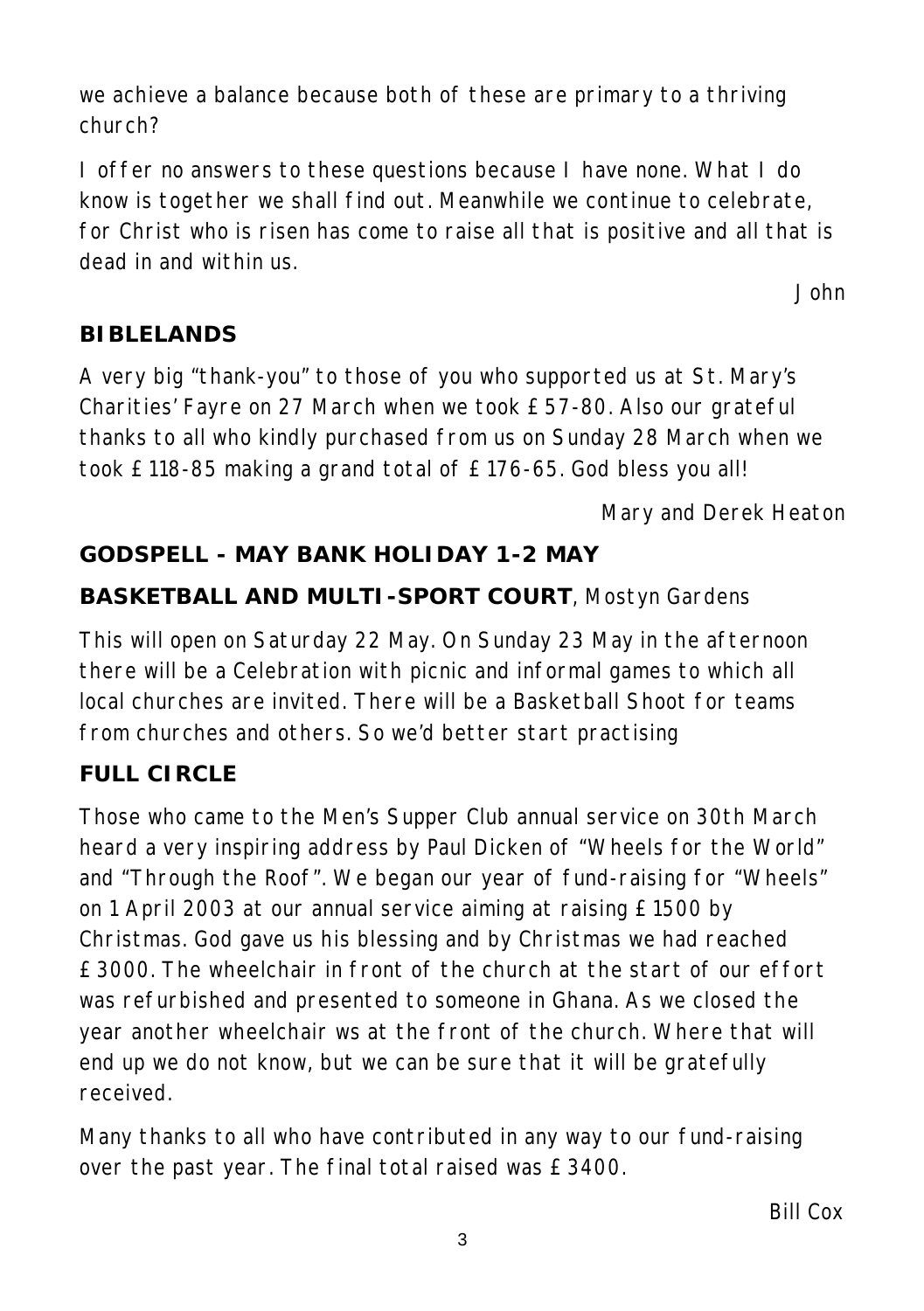we achieve a balance because both of these are primary to a thriving church?

I offer no answers to these questions because I have none. What I do know is together we shall find out. Meanwhile we continue to celebrate, for Christ who is risen has come to raise all that is positive and all that is dead in and within us.

John

## BIBLELANDS

A very big "thank-you" to those of you who supported us at St. Mary's Charities' Fayre on 27 March when we took £57-80. Also our grateful thanks to all who kindly purchased from us on Sunday 28 March when we took £118-85 making a grand total of £176-65. God bless you all!

Mary and Derek Heaton

## GODSPELL - MAY BANK HOLIDAY 1-2 MAY

## BASKETBALL AND MULTI-SPORT COURT, Mostyn Gardens

This will open on Saturday 22 May. On Sunday 23 May in the afternoon there will be a Celebration with picnic and informal games to which all local churches are invited. There will be a Basketball Shoot for teams from churches and others. So we'd better start practising

## FULL CIRCLE

Those who came to the Men's Supper Club annual service on 30th March heard a very inspiring address by Paul Dicken of "Wheels for the World" and "Through the Roof". We began our year of fund-raising for "Wheels" on 1 April 2003 at our annual service aiming at raising £1500 by Christmas. God gave us his blessing and by Christmas we had reached £3000. The wheelchair in front of the church at the start of our effort was refurbished and presented to someone in Ghana. As we closed the year another wheelchair ws at the front of the church. Where that will end up we do not know, but we can be sure that it will be gratefully received.

Many thanks to all who have contributed in any way to our fund-raising over the past year. The final total raised was £3400.

Bill Cox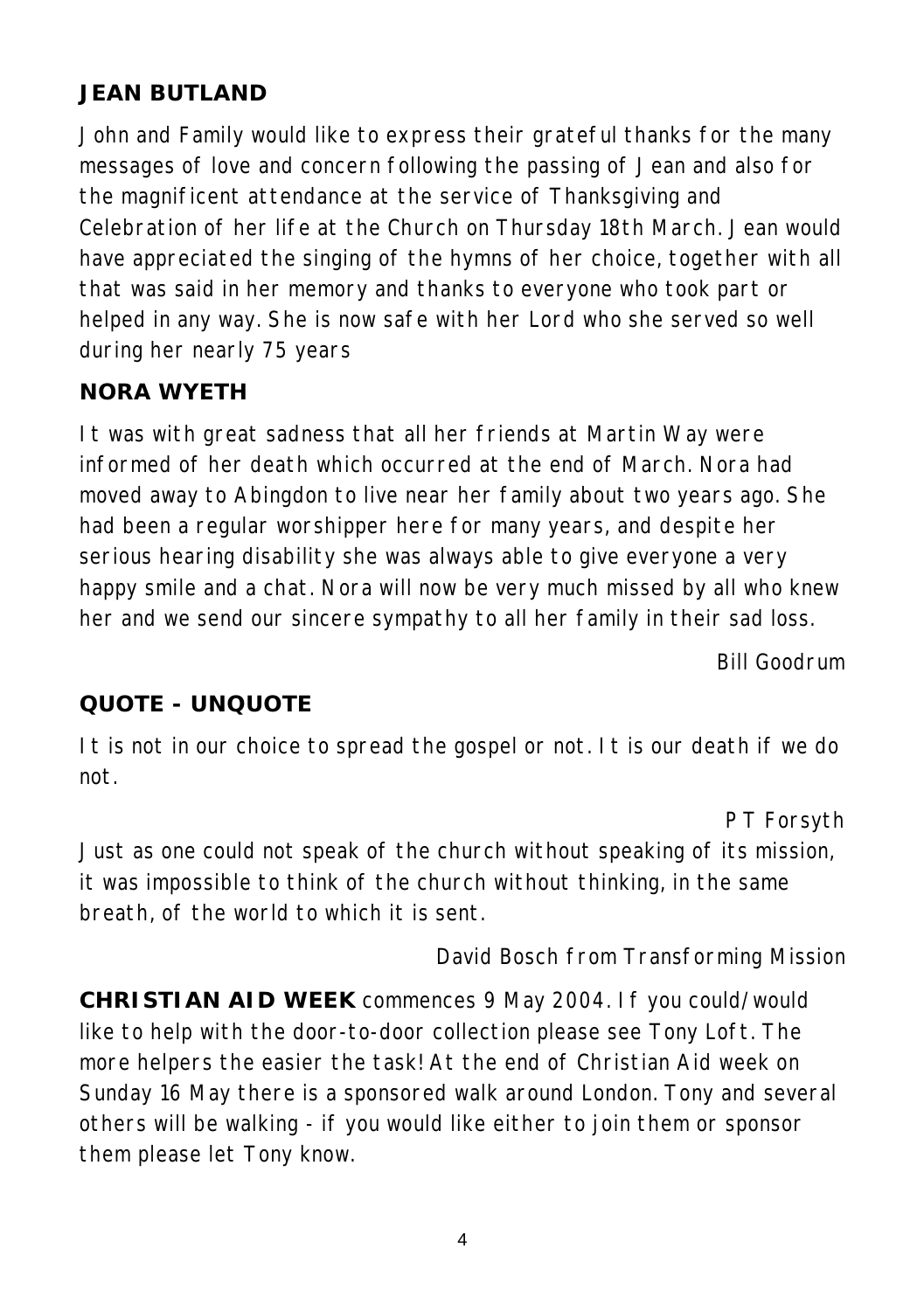## JEAN BUTLAND

John and Family would like to express their grateful thanks for the many messages of love and concern following the passing of Jean and also for the magnificent attendance at the service of Thanksgiving and Celebration of her life at the Church on Thursday 18th March. Jean would have appreciated the singing of the hymns of her choice, together with all that was said in her memory and thanks to everyone who took part or helped in any way. She is now safe with her Lord who she served so well during her nearly 75 years

## NORA WYETH

It was with great sadness that all her friends at Martin Way were informed of her death which occurred at the end of March. Nora had moved away to Abingdon to live near her family about two years ago. She had been a regular worshipper here for many years, and despite her serious hearing disability she was always able to give everyone a very happy smile and a chat. Nora will now be very much missed by all who knew her and we send our sincere sympathy to all her family in their sad loss.

Bill Goodrum

## QUOTE - UNQUOTE

It is not in our choice to spread the gospel or not. It is our death if we do not.

P T Forsyth

Just as one could not speak of the church without speaking of its mission, it was impossible to think of the church without thinking, in the same breath, of the world to which it is sent.

David Bosch from Transforming Mission

**CHRISTIAN AID WEEK** commences 9 May 2004. If you could/would like to help with the door-to-door collection please see Tony Loft. The more helpers the easier the task! At the end of Christian Aid week on Sunday 16 May there is a sponsored walk around London. Tony and several others will be walking - if you would like either to join them or sponsor them please let Tony know.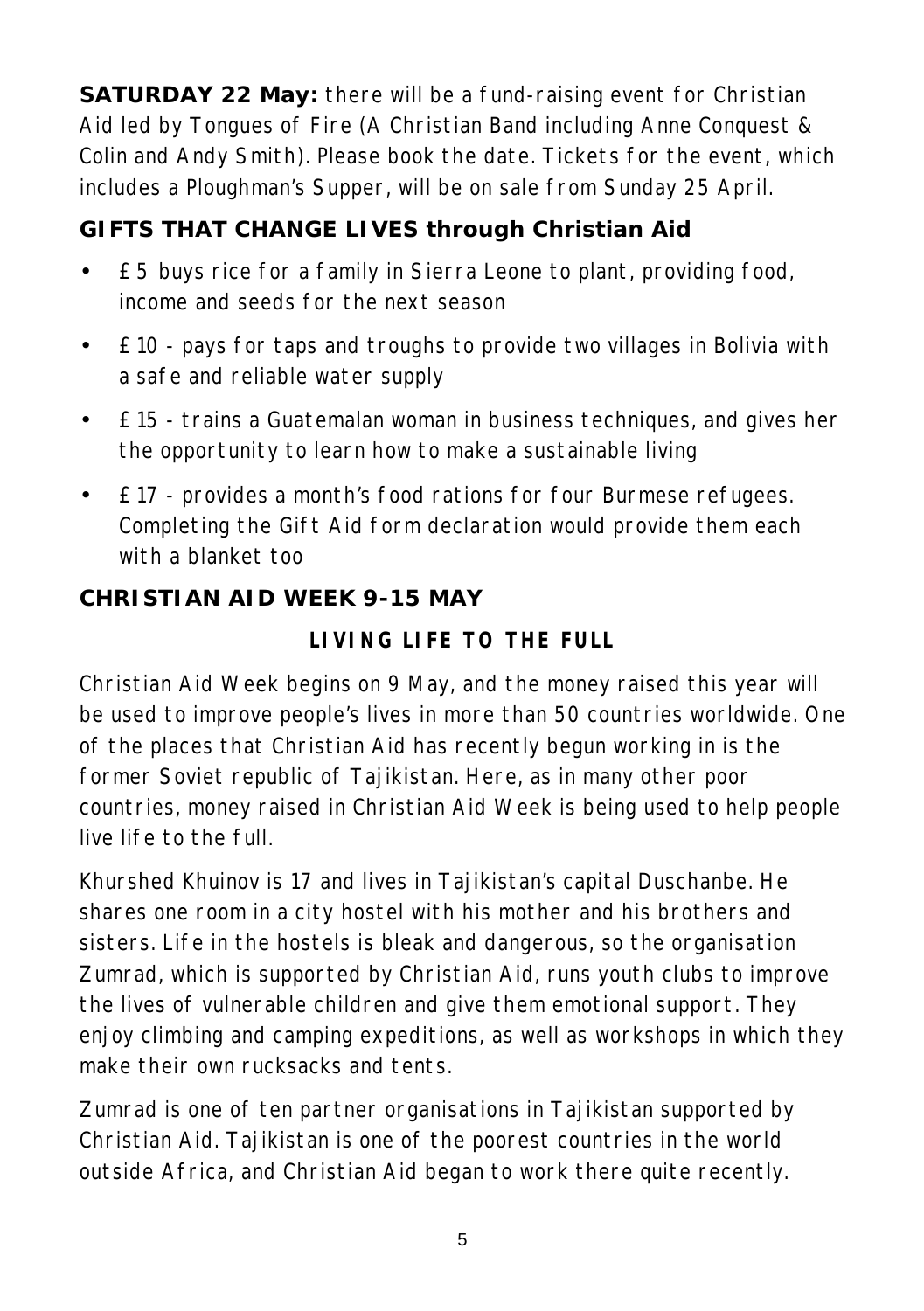**SATURDAY 22 May:** there will be a fund-raising event for Christian Aid led by Tongues of Fire (A Christian Band including Anne Conquest & Colin and Andy Smith). Please book the date. Tickets for the event, which includes a Ploughman's Supper, will be on sale from Sunday 25 April.

## GIFTS THAT CHANGE LIVES through Christian Aid

- £5 buys rice for a family in Sierra Leone to plant, providing food, income and seeds for the next season
- £10 - pays for taps and troughs to provide two villages in Bolivia with a safe and reliable water supply
- £15 - trains a Guatemalan woman in business techniques, and gives her the opportunity to learn how to make a sustainable living
- £17 - provides a month's food rations for four Burmese refugees. Completing the Gift Aid form declaration would provide them each with a blanket too

## CHRISTIAN AID WEEK 9-15 MAY

### LIVING LIFE TO THE FULL

Christian Aid Week begins on 9 May, and the money raised this year will be used to improve people's lives in more than 50 countries worldwide. One of the places that Christian Aid has recently begun working in is the former Soviet republic of Tajikistan. Here, as in many other poor countries, money raised in Christian Aid Week is being used to help people live life to the full.

Khurshed Khuinov is 17 and lives in Tajikistan's capital Duschanbe. He shares one room in a city hostel with his mother and his brothers and sisters. Life in the hostels is bleak and dangerous, so the organisation Zumrad, which is supported by Christian Aid, runs youth clubs to improve the lives of vulnerable children and give them emotional support. They enjoy climbing and camping expeditions, as well as workshops in which they make their own rucksacks and tents.

Zumrad is one of ten partner organisations in Tajikistan supported by Christian Aid. Tajikistan is one of the poorest countries in the world outside Africa, and Christian Aid began to work there quite recently.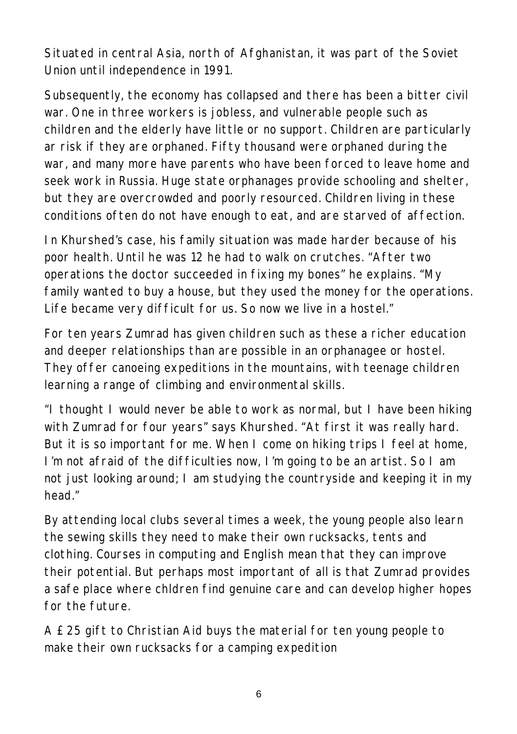Situated in central Asia, north of Afghanistan, it was part of the Soviet Union until independence in 1991.

Subsequently, the economy has collapsed and there has been a bitter civil war. One in three workers is jobless, and vulnerable people such as children and the elderly have little or no support. Children are particularly ar risk if they are orphaned. Fifty thousand were orphaned during the war, and many more have parents who have been forced to leave home and seek work in Russia. Huge state orphanages provide schooling and shelter, but they are overcrowded and poorly resourced. Children living in these conditions often do not have enough to eat, and are starved of affection.

In Khurshed's case, his family situation was made harder because of his poor health. Until he was 12 he had to walk on crutches. "After two operations the doctor succeeded in fixing my bones" he explains. "My family wanted to buy a house, but they used the money for the operations. Life became very difficult for us. So now we live in a hostel."

For ten years Zumrad has given children such as these a richer education and deeper relationships than are possible in an orphanagee or hostel. They offer canoeing expeditions in the mountains, with teenage children learning a range of climbing and environmental skills.

"I thought I would never be able to work as normal, but I have been hiking with Zumrad for four years" says Khurshed. "At first it was really hard. But it is so important for me. When I come on hiking trips I feel at home, I'm not afraid of the difficulties now, I'm going to be an artist. So I am not just looking around; I am studying the countryside and keeping it in my head."

By attending local clubs several times a week, the young people also learn the sewing skills they need to make their own rucksacks, tents and clothing. Courses in computing and English mean that they can improve their potential. But perhaps most important of all is that Zumrad provides a safe place where chldren find genuine care and can develop higher hopes for the future.

A £25 gift to Christian Aid buys the material for ten young people to make their own rucksacks for a camping expedition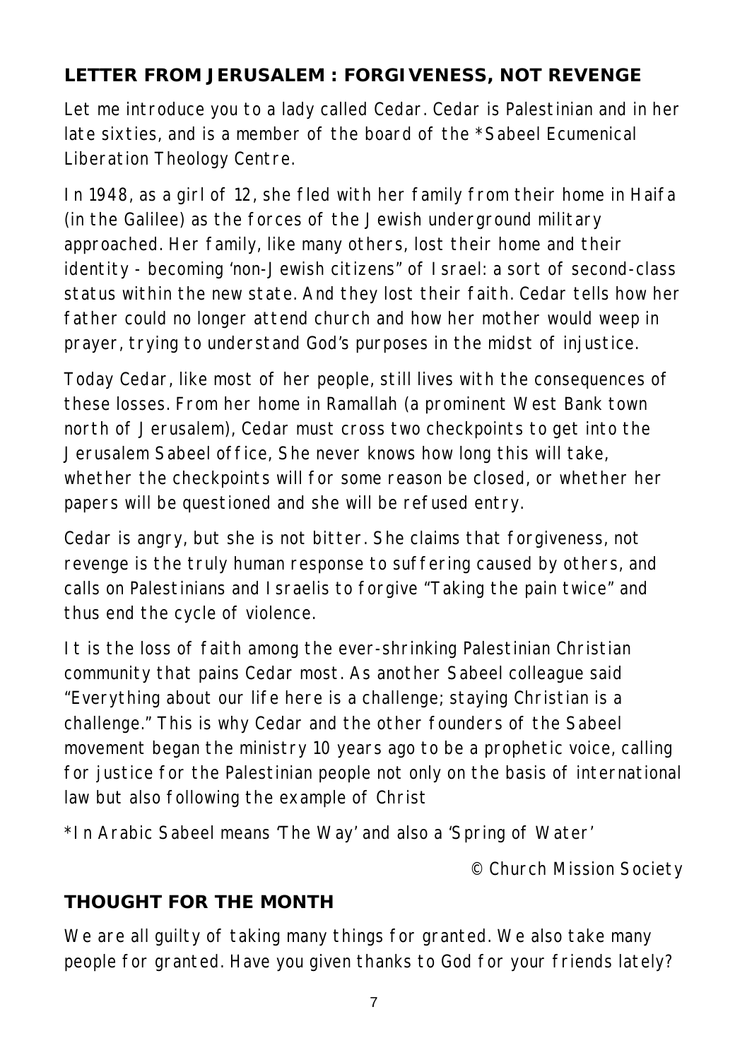## LETTER FROM JERUSALEM : FORGIVENESS, NOT REVENGE

Let me introduce you to a lady called Cedar. Cedar is Palestinian and in her late sixties, and is a member of the board of the *Sabeel Ecumenical Liberation Theology Centre.

In 1948, as a girl of 12, she fled with her family from their home in Haifa (in the Galilee) as the forces of the Jewish underground military approached. Her family, like many others, lost their home and their identity - becoming 'non-Jewish citizens" of Israel: a sort of second-class status within the new state. And they lost their faith. Cedar tells how her father could no longer attend church and how her mother would weep in prayer, trying to understand God's purposes in the midst of injustice.

Today Cedar, like most of her people, still lives with the consequences of these losses. From her home in Ramallah (a prominent West Bank town north of Jerusalem), Cedar must cross two checkpoints to get into the Jerusalem Sabeel office, She never knows how long this will take, whether the checkpoints will for some reason be closed, or whether her papers will be questioned and she will be refused entry.

Cedar is angry, but she is not bitter. She claims that forgiveness, not revenge is the truly human response to suffering caused by others, and calls on Palestinians and Israelis to forgive "Taking the pain twice" and thus end the cycle of violence.

It is the loss of faith among the ever-shrinking Palestinian Christian community that pains Cedar most. As another Sabeel colleague said "Everything about our life here is a challenge; staying Christian is a challenge." This is why Cedar and the other founders of the Sabeel movement began the ministry 10 years ago to be a prophetic voice, calling for justice for the Palestinian people not only on the basis of international law but also following the example of Christ

*In Arabic Sabeel means 'The Way' and also a 'Spring of Water'

© Church Mission Society

## THOUGHT FOR THE MONTH

We are all guilty of taking many things for granted. We also take many people for granted. Have you given thanks to God for your friends lately?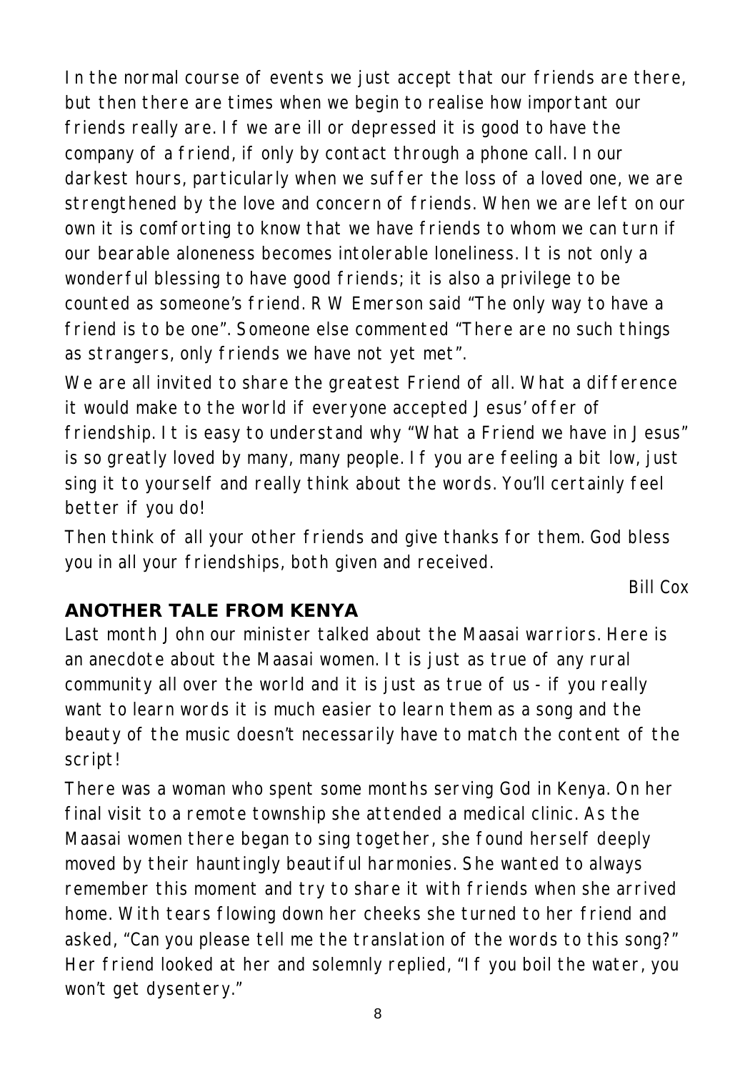In the normal course of events we just accept that our friends are there, but then there are times when we begin to realise how important our friends really are. If we are ill or depressed it is good to have the company of a friend, if only by contact through a phone call. In our darkest hours, particularly when we suffer the loss of a loved one, we are strengthened by the love and concern of friends. When we are left on our own it is comforting to know that we have friends to whom we can turn if our bearable aloneness becomes intolerable loneliness. It is not only a wonderful blessing to have good friends; it is also a privilege to be counted as someone's friend. R W Emerson said "The only way to have a friend is to be one". Someone else commented "There are no such things as strangers, only friends we have not yet met".

We are all invited to share the greatest Friend of all. What a difference it would make to the world if everyone accepted Jesus' offer of friendship. It is easy to understand why "What a Friend we have in Jesus" is so greatly loved by many, many people. If you are feeling a bit low, just sing it to yourself and really think about the words. You'll certainly feel better if you do!

Then think of all your other friends and give thanks for them. God bless you in all your friendships, both given and received.

Bill Cox

## ANOTHER TALE FROM KENYA

Last month John our minister talked about the Maasai warriors. Here is an anecdote about the Maasai women. It is just as true of any rural community all over the world and it is just as true of us - if you really want to learn words it is much easier to learn them as a song and the beauty of the music doesn't necessarily have to match the content of the script!

There was a woman who spent some months serving God in Kenya. On her final visit to a remote township she attended a medical clinic. As the Maasai women there began to sing together, she found herself deeply moved by their hauntingly beautiful harmonies. She wanted to always remember this moment and try to share it with friends when she arrived home. With tears flowing down her cheeks she turned to her friend and asked, "Can you please tell me the translation of the words to this song?" Her friend looked at her and solemnly replied, "If you boil the water, you won't get dysentery."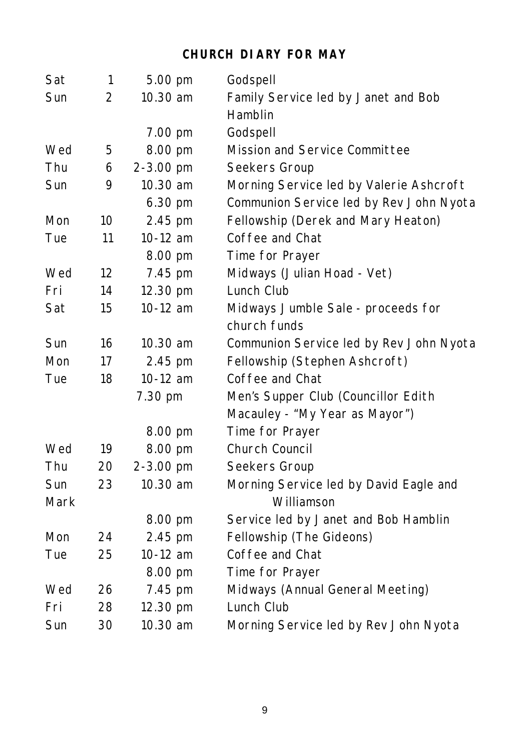**CHURCH DIARY FOR MAY**

| | | | |
|---|---|---|---|
| Sat | 1 | 5.00 pm | Godspell |
| Sun | 2 | 10.30 am | Family Service led by Janet and Bob Hamblin |
| | | 7.00 pm | Godspell |
| Wed | 5 | 8.00 pm | Mission and Service Committee |
| Thu | 6 | 2-3.00 pm | Seekers Group |
| Sun | 9 | 10.30 am | Morning Service led by Valerie Ashcroft |
| | | 6.30 pm | Communion Service led by Rev John Nyota |
| Mon | 10 | 2.45 pm | Fellowship (Derek and Mary Heaton) |
| Tue | 11 | 10-12 am | Coffee and Chat |
| | | 8.00 pm | Time for Prayer |
| Wed | 12 | 7.45 pm | Midways (Julian Hoad - Vet) |
| Fri | 14 | 12.30 pm | Lunch Club |
| Sat | 15 | 10-12 am | Midways Jumble Sale - proceeds for church funds |
| Sun | 16 | 10.30 am | Communion Service led by Rev John Nyota |
| Mon | 17 | 2.45 pm | Fellowship (Stephen Ashcroft) |
| Tue | 18 | 10-12 am | Coffee and Chat |
| | | 7.30 pm | Men's Supper Club (Councillor Edith Macauley - "My Year as Mayor") |
| | | 8.00 pm | Time for Prayer |
| Wed | 19 | 8.00 pm | Church Council |
| Thu | 20 | 2-3.00 pm | Seekers Group |
| Sun | 23 | 10.30 am | Morning Service led by David Eagle and |
| Mark | | | Williamson |
| | | 8.00 pm | Service led by Janet and Bob Hamblin |
| Mon | 24 | 2.45 pm | Fellowship (The Gideons) |
| Tue | 25 | 10-12 am | Coffee and Chat |
| | | 8.00 pm | Time for Prayer |
| Wed | 26 | 7.45 pm | Midways (Annual General Meeting) |
| Fri | 28 | 12.30 pm | Lunch Club |
| Sun | 30 | 10.30 am | Morning Service led by Rev John Nyota |